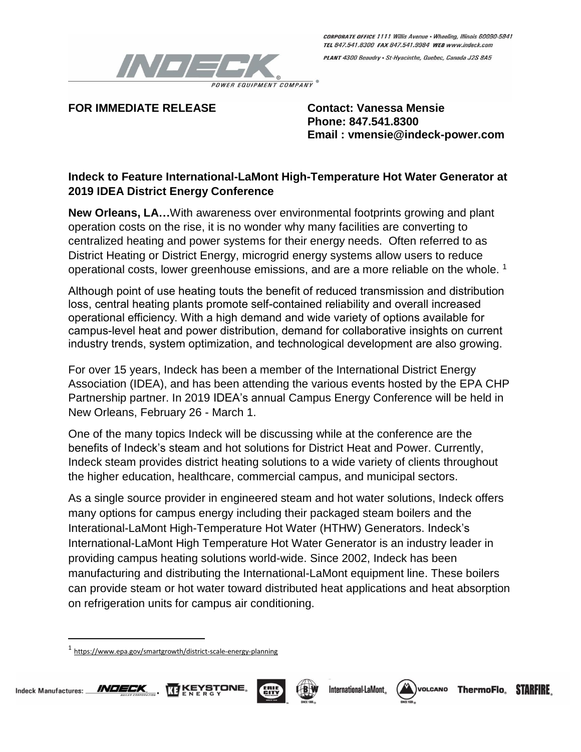CORPORATE OFFICE 1111 Willis Avenue • Wheeling, Illinois 60090-5841
TEL 847.541.8300 FAX 847.541.9984 WEB www.indeck.com

PLANT 4300 Beaudry • St-Hyacinthe, Quebec, Canada J2S 8A5

INDECK® POWER EQUIPMENT COMPANY

**FOR IMMEDIATE RELEASE**

**Contact: Vanessa Mensie**
**Phone: 847.541.8300**
**Email : vmensie@indeck-power.com**

## Indeck to Feature International-LaMont High-Temperature Hot Water Generator at 2019 IDEA District Energy Conference

**New Orleans, LA…**With awareness over environmental footprints growing and plant operation costs on the rise, it is no wonder why many facilities are converting to centralized heating and power systems for their energy needs. Often referred to as District Heating or District Energy, microgrid energy systems allow users to reduce operational costs, lower greenhouse emissions, and are a more reliable on the whole. [1]

Although point of use heating touts the benefit of reduced transmission and distribution loss, central heating plants promote self-contained reliability and overall increased operational efficiency. With a high demand and wide variety of options available for campus-level heat and power distribution, demand for collaborative insights on current industry trends, system optimization, and technological development are also growing.

For over 15 years, Indeck has been a member of the International District Energy Association (IDEA), and has been attending the various events hosted by the EPA CHP Partnership partner. In 2019 IDEA's annual Campus Energy Conference will be held in New Orleans, February 26 - March 1.

One of the many topics Indeck will be discussing while at the conference are the benefits of Indeck's steam and hot solutions for District Heat and Power. Currently, Indeck steam provides district heating solutions to a wide variety of clients throughout the higher education, healthcare, commercial campus, and municipal sectors.

As a single source provider in engineered steam and hot water solutions, Indeck offers many options for campus energy including their packaged steam boilers and the Interational-LaMont High-Temperature Hot Water (HTHW) Generators. Indeck's International-LaMont High Temperature Hot Water Generator is an industry leader in providing campus heating solutions world-wide. Since 2002, Indeck has been manufacturing and distributing the International-LaMont equipment line. These boilers can provide steam or hot water toward distributed heat applications and heat absorption on refrigeration units for campus air conditioning.

---

[1] https://www.epa.gov/smartgrowth/district-scale-energy-planning

Indeck Manufactures: INDECK Boiler Corporation, KEYSTONE ENERGY, ERIE CITY, B&W, International-LaMont, VOLCANO, ThermoFlo, STARFIRE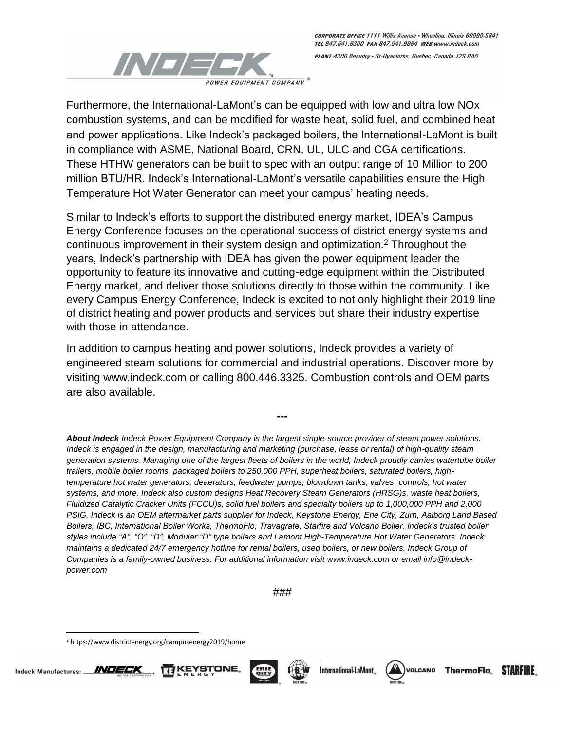Furthermore, the International-LaMont's can be equipped with low and ultra low NOx combustion systems, and can be modified for waste heat, solid fuel, and combined heat and power applications. Like Indeck's packaged boilers, the International-LaMont is built in compliance with ASME, National Board, CRN, UL, ULC and CGA certifications. These HTHW generators can be built to spec with an output range of 10 Million to 200 million BTU/HR. Indeck's International-LaMont's versatile capabilities ensure the High Temperature Hot Water Generator can meet your campus' heating needs.

Similar to Indeck's efforts to support the distributed energy market, IDEA's Campus Energy Conference focuses on the operational success of district energy systems and continuous improvement in their system design and optimization.[2] Throughout the years, Indeck's partnership with IDEA has given the power equipment leader the opportunity to feature its innovative and cutting-edge equipment within the Distributed Energy market, and deliver those solutions directly to those within the community. Like every Campus Energy Conference, Indeck is excited to not only highlight their 2019 line of district heating and power products and services but share their industry expertise with those in attendance.

In addition to campus heating and power solutions, Indeck provides a variety of engineered steam solutions for commercial and industrial operations. Discover more by visiting www.indeck.com or calling 800.446.3325. Combustion controls and OEM parts are also available.

---

***About Indeck*** *Indeck Power Equipment Company is the largest single-source provider of steam power solutions. Indeck is engaged in the design, manufacturing and marketing (purchase, lease or rental) of high-quality steam generation systems. Managing one of the largest fleets of boilers in the world, Indeck proudly carries watertube boiler trailers, mobile boiler rooms, packaged boilers to 250,000 PPH, superheat boilers, saturated boilers, high-temperature hot water generators, deaerators, feedwater pumps, blowdown tanks, valves, controls, hot water systems, and more. Indeck also custom designs Heat Recovery Steam Generators (HRSG)s, waste heat boilers, Fluidized Catalytic Cracker Units (FCCU)s, solid fuel boilers and specialty boilers up to 1,000,000 PPH and 2,000 PSIG. Indeck is an OEM aftermarket parts supplier for Indeck, Keystone Energy, Erie City, Zurn, Aalborg Land Based Boilers, IBC, International Boiler Works, ThermoFlo, Travagrate, Starfire and Volcano Boiler. Indeck's trusted boiler styles include "A", "O", "D", Modular "D" type boilers and Lamont High-Temperature Hot Water Generators. Indeck maintains a dedicated 24/7 emergency hotline for rental boilers, used boilers, or new boilers. Indeck Group of Companies is a family-owned business. For additional information visit www.indeck.com or email info@indeck-power.com*

###

[2] https://www.districtenergy.org/campusenergy2019/home